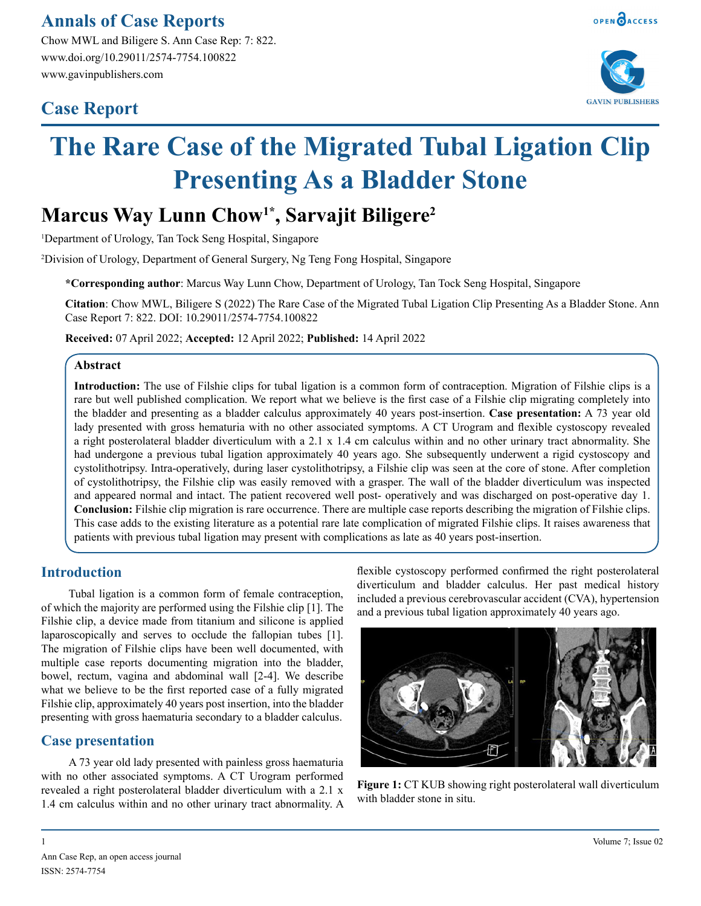# The Rare Case of the Migrated Tubal Ligation Clip Presenting As a Bladder Stone

## Case Report

**Marcus Way Lunn Chow[1*], Sarvajit Biligere[2]**

[1]Department of Urology, Tan Tock Seng Hospital, Singapore

[2]Division of Urology, Department of General Surgery, Ng Teng Fong Hospital, Singapore

**\*Corresponding author**: Marcus Way Lunn Chow, Department of Urology, Tan Tock Seng Hospital, Singapore

**Citation**: Chow MWL, Biligere S (2022) The Rare Case of the Migrated Tubal Ligation Clip Presenting As a Bladder Stone. Ann Case Report 7: 822. DOI: 10.29011/2574-7754.100822

**Received:** 07 April 2022; **Accepted:** 12 April 2022; **Published:** 14 April 2022

### Abstract

**Introduction:** The use of Filshie clips for tubal ligation is a common form of contraception. Migration of Filshie clips is a rare but well published complication. We report what we believe is the first case of a Filshie clip migrating completely into the bladder and presenting as a bladder calculus approximately 40 years post-insertion. **Case presentation:** A 73 year old lady presented with gross hematuria with no other associated symptoms. A CT Urogram and flexible cystoscopy revealed a right posterolateral bladder diverticulum with a 2.1 x 1.4 cm calculus within and no other urinary tract abnormality. She had undergone a previous tubal ligation approximately 40 years ago. She subsequently underwent a rigid cystoscopy and cystolithotripsy. Intra-operatively, during laser cystolithotripsy, a Filshie clip was seen at the core of stone. After completion of cystolithotripsy, the Filshie clip was easily removed with a grasper. The wall of the bladder diverticulum was inspected and appeared normal and intact. The patient recovered well post- operatively and was discharged on post-operative day 1. **Conclusion:** Filshie clip migration is rare occurrence. There are multiple case reports describing the migration of Filshie clips. This case adds to the existing literature as a potential rare late complication of migrated Filshie clips. It raises awareness that patients with previous tubal ligation may present with complications as late as 40 years post-insertion.

## Introduction

Tubal ligation is a common form of female contraception, of which the majority are performed using the Filshie clip [1]. The Filshie clip, a device made from titanium and silicone is applied laparoscopically and serves to occlude the fallopian tubes [1]. The migration of Filshie clips have been well documented, with multiple case reports documenting migration into the bladder, bowel, rectum, vagina and abdominal wall [2-4]. We describe what we believe to be the first reported case of a fully migrated Filshie clip, approximately 40 years post insertion, into the bladder presenting with gross haematuria secondary to a bladder calculus.

## Case presentation

A 73 year old lady presented with painless gross haematuria with no other associated symptoms. A CT Urogram performed revealed a right posterolateral bladder diverticulum with a 2.1 x 1.4 cm calculus within and no other urinary tract abnormality. A flexible cystoscopy performed confirmed the right posterolateral diverticulum and bladder calculus. Her past medical history included a previous cerebrovascular accident (CVA), hypertension and a previous tubal ligation approximately 40 years ago.

**Figure 1:** CT KUB showing right posterolateral wall diverticulum with bladder stone in situ.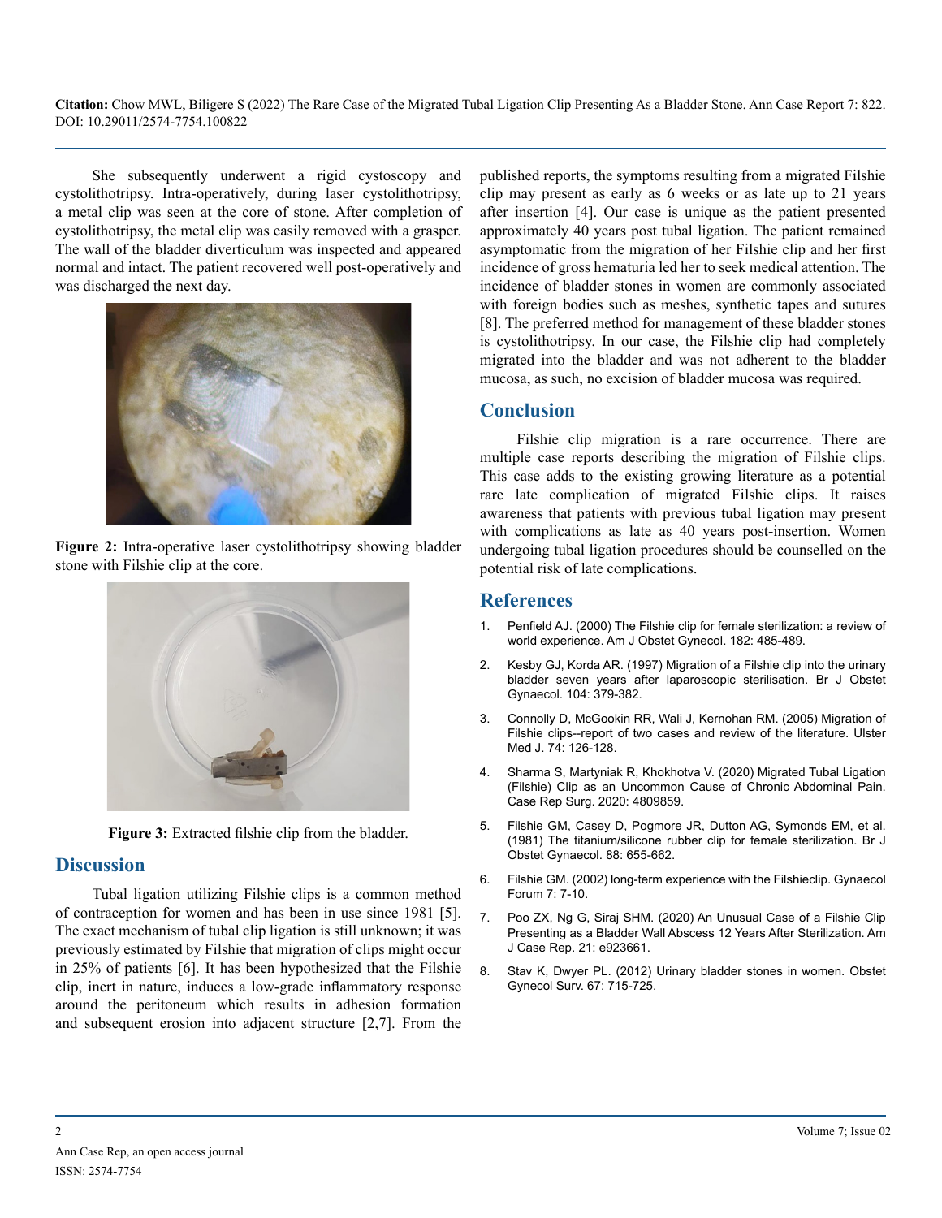She subsequently underwent a rigid cystoscopy and cystolithotripsy. Intra-operatively, during laser cystolithotripsy, a metal clip was seen at the core of stone. After completion of cystolithotripsy, the metal clip was easily removed with a grasper. The wall of the bladder diverticulum was inspected and appeared normal and intact. The patient recovered well post-operatively and was discharged the next day.

**Figure 2:** Intra-operative laser cystolithotripsy showing bladder stone with Filshie clip at the core.

**Figure 3:** Extracted filshie clip from the bladder.

## Discussion

Tubal ligation utilizing Filshie clips is a common method of contraception for women and has been in use since 1981 [5]. The exact mechanism of tubal clip ligation is still unknown; it was previously estimated by Filshie that migration of clips might occur in 25% of patients [6]. It has been hypothesized that the Filshie clip, inert in nature, induces a low-grade inflammatory response around the peritoneum which results in adhesion formation and subsequent erosion into adjacent structure [2,7]. From the published reports, the symptoms resulting from a migrated Filshie clip may present as early as 6 weeks or as late up to 21 years after insertion [4]. Our case is unique as the patient presented approximately 40 years post tubal ligation. The patient remained asymptomatic from the migration of her Filshie clip and her first incidence of gross hematuria led her to seek medical attention. The incidence of bladder stones in women are commonly associated with foreign bodies such as meshes, synthetic tapes and sutures [8]. The preferred method for management of these bladder stones is cystolithotripsy. In our case, the Filshie clip had completely migrated into the bladder and was not adherent to the bladder mucosa, as such, no excision of bladder mucosa was required.

## Conclusion

Filshie clip migration is a rare occurrence. There are multiple case reports describing the migration of Filshie clips. This case adds to the existing growing literature as a potential rare late complication of migrated Filshie clips. It raises awareness that patients with previous tubal ligation may present with complications as late as 40 years post-insertion. Women undergoing tubal ligation procedures should be counselled on the potential risk of late complications.

## References

1. Penfield AJ. (2000) The Filshie clip for female sterilization: a review of world experience. Am J Obstet Gynecol. 182: 485-489.
2. Kesby GJ, Korda AR. (1997) Migration of a Filshie clip into the urinary bladder seven years after laparoscopic sterilisation. Br J Obstet Gynaecol. 104: 379-382.
3. Connolly D, McGookin RR, Wali J, Kernohan RM. (2005) Migration of Filshie clips--report of two cases and review of the literature. Ulster Med J. 74: 126-128.
4. Sharma S, Martyniak R, Khokhotva V. (2020) Migrated Tubal Ligation (Filshie) Clip as an Uncommon Cause of Chronic Abdominal Pain. Case Rep Surg. 2020: 4809859.
5. Filshie GM, Casey D, Pogmore JR, Dutton AG, Symonds EM, et al. (1981) The titanium/silicone rubber clip for female sterilization. Br J Obstet Gynaecol. 88: 655-662.
6. Filshie GM. (2002) long-term experience with the Filshieclip. Gynaecol Forum 7: 7-10.
7. Poo ZX, Ng G, Siraj SHM. (2020) An Unusual Case of a Filshie Clip Presenting as a Bladder Wall Abscess 12 Years After Sterilization. Am J Case Rep. 21: e923661.
8. Stav K, Dwyer PL. (2012) Urinary bladder stones in women. Obstet Gynecol Surv. 67: 715-725.